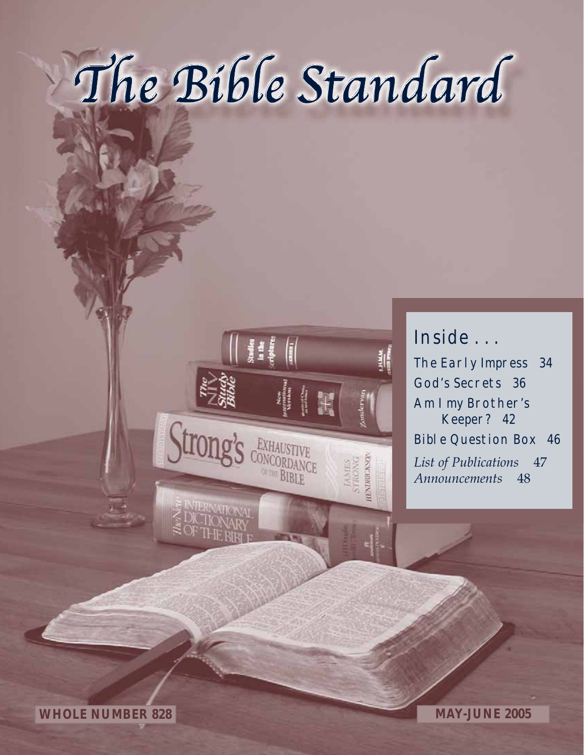# The Bible Standard

## Inside . . .

The Early Impress 34
God's Secrets 36
Am I my Brother's Keeper? 42
Bible Question Box 46
*List of Publications* 47
*Announcements* 48

**WHOLE NUMBER 828**

**MAY-JUNE 2005**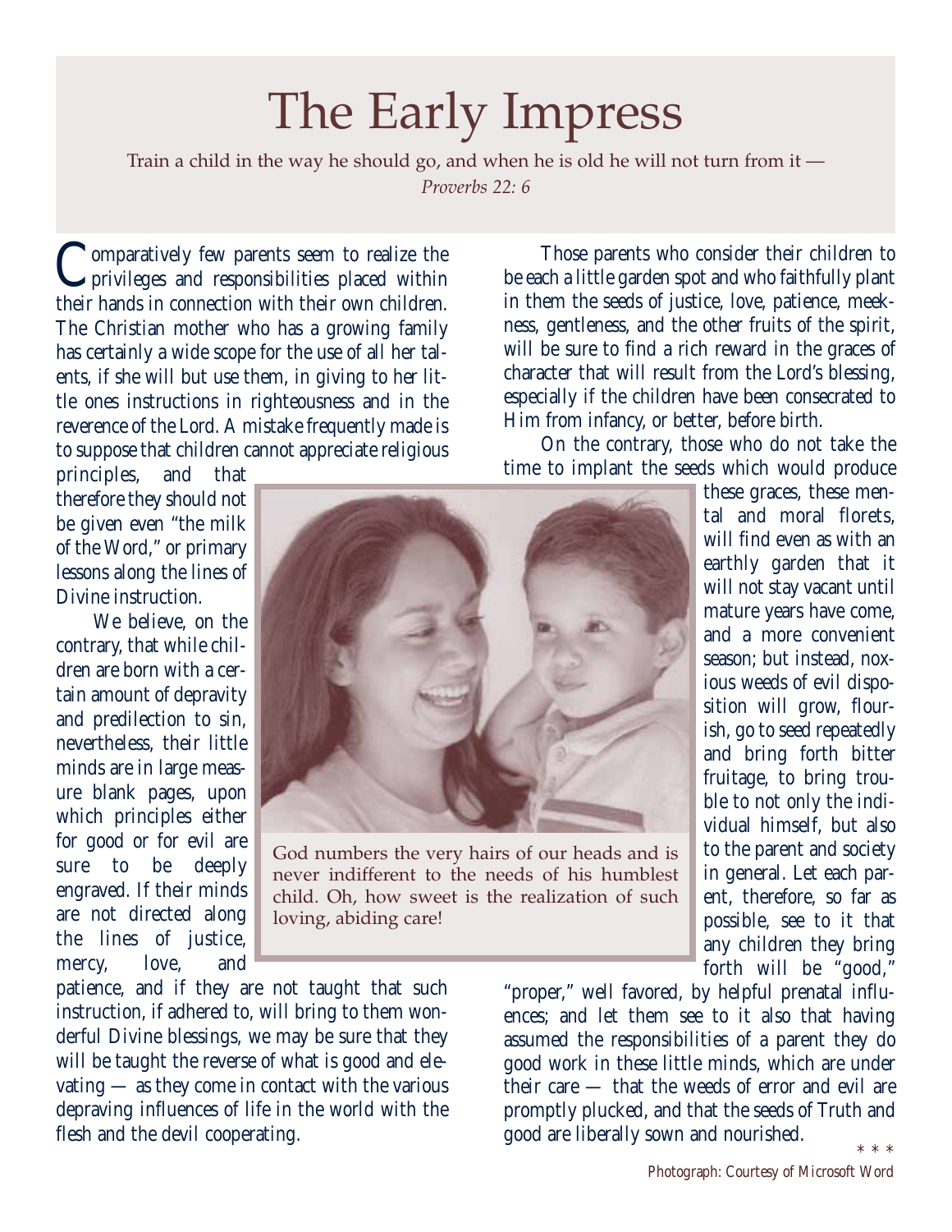# The Early Impress

Train a child in the way he should go, and when he is old he will not turn from it — *Proverbs 22: 6*

Comparatively few parents seem to realize the privileges and responsibilities placed within their hands in connection with their own children. The Christian mother who has a growing family has certainly a wide scope for the use of all her talents, if she will but use them, in giving to her little ones instructions in righteousness and in the reverence of the Lord. A mistake frequently made is to suppose that children cannot appreciate religious principles, and that therefore they should not be given even "the milk of the Word," or primary lessons along the lines of Divine instruction.

We believe, on the contrary, that while children are born with a certain amount of depravity and predilection to sin, nevertheless, their little minds are in large measure blank pages, upon which principles either for good or for evil are sure to be deeply engraved. If their minds are not directed along the lines of justice, mercy, love, and patience, and if they are not taught that such instruction, if adhered to, will bring to them wonderful Divine blessings, we may be sure that they will be taught the reverse of what is good and elevating — as they come in contact with the various depraving influences of life in the world with the flesh and the devil cooperating.

God numbers the very hairs of our heads and is never indifferent to the needs of his humblest child. Oh, how sweet is the realization of such loving, abiding care!

Those parents who consider their children to be each a little garden spot and who faithfully plant in them the seeds of justice, love, patience, meekness, gentleness, and the other fruits of the spirit, will be sure to find a rich reward in the graces of character that will result from the Lord's blessing, especially if the children have been consecrated to Him from infancy, or better, before birth.

On the contrary, those who do not take the time to implant the seeds which would produce these graces, these mental and moral florets, will find even as with an earthly garden that it will not stay vacant until mature years have come, and a more convenient season; but instead, noxious weeds of evil disposition will grow, flourish, go to seed repeatedly and bring forth bitter fruitage, to bring trouble to not only the individual himself, but also to the parent and society in general. Let each parent, therefore, so far as possible, see to it that any children they bring forth will be "good," "proper," well favored, by helpful prenatal influences; and let them see to it also that having assumed the responsibilities of a parent they do good work in these little minds, which are under their care — that the weeds of error and evil are promptly plucked, and that the seeds of Truth and good are liberally sown and nourished.

\* \* \*

Photograph: Courtesy of Microsoft Word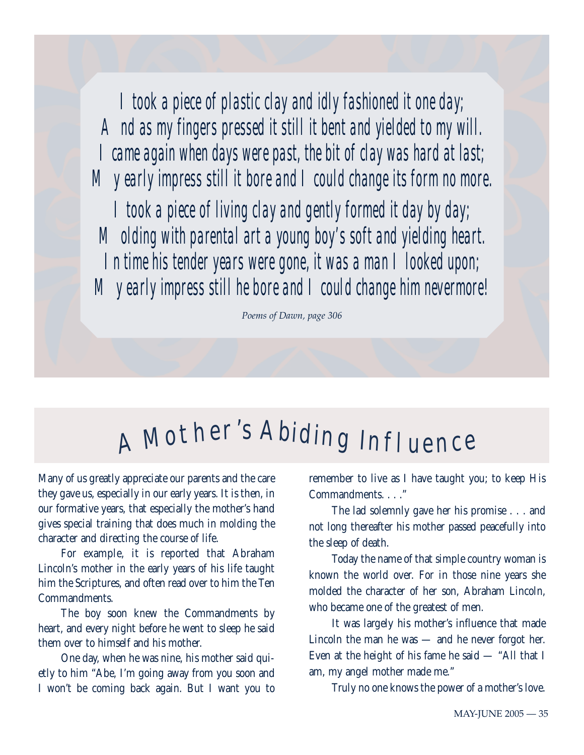*I took a piece of plastic clay and idly fashioned it one day;*
*And as my fingers pressed it still it bent and yielded to my will.*
*I came again when days were past, the bit of clay was hard at last;*
*My early impress still it bore and I could change its form no more.*
*I took a piece of living clay and gently formed it day by day;*
*Molding with parental art a young boy's soft and yielding heart.*
*In time his tender years were gone, it was a man I looked upon;*
*My early impress still he bore and I could change him nevermore!*

*Poems of Dawn, page 306*

# A Mother's Abiding Influence

Many of us greatly appreciate our parents and the care they gave us, especially in our early years. It is then, in our formative years, that especially the mother's hand gives special training that does much in molding the character and directing the course of life.

For example, it is reported that Abraham Lincoln's mother in the early years of his life taught him the Scriptures, and often read over to him the Ten Commandments.

The boy soon knew the Commandments by heart, and every night before he went to sleep he said them over to himself and his mother.

One day, when he was nine, his mother said quietly to him "Abe, I'm going away from you soon and I won't be coming back again. But I want you to remember to live as I have taught you; to keep His Commandments. . . ."

The lad solemnly gave her his promise . . . and not long thereafter his mother passed peacefully into the sleep of death.

Today the name of that simple country woman is known the world over. For in those nine years she molded the character of her son, Abraham Lincoln, who became one of the greatest of men.

It was largely his mother's influence that made Lincoln the man he was — and he never forgot her. Even at the height of his fame he said — "All that I am, my angel mother made me."

Truly no one knows the power of a mother's love.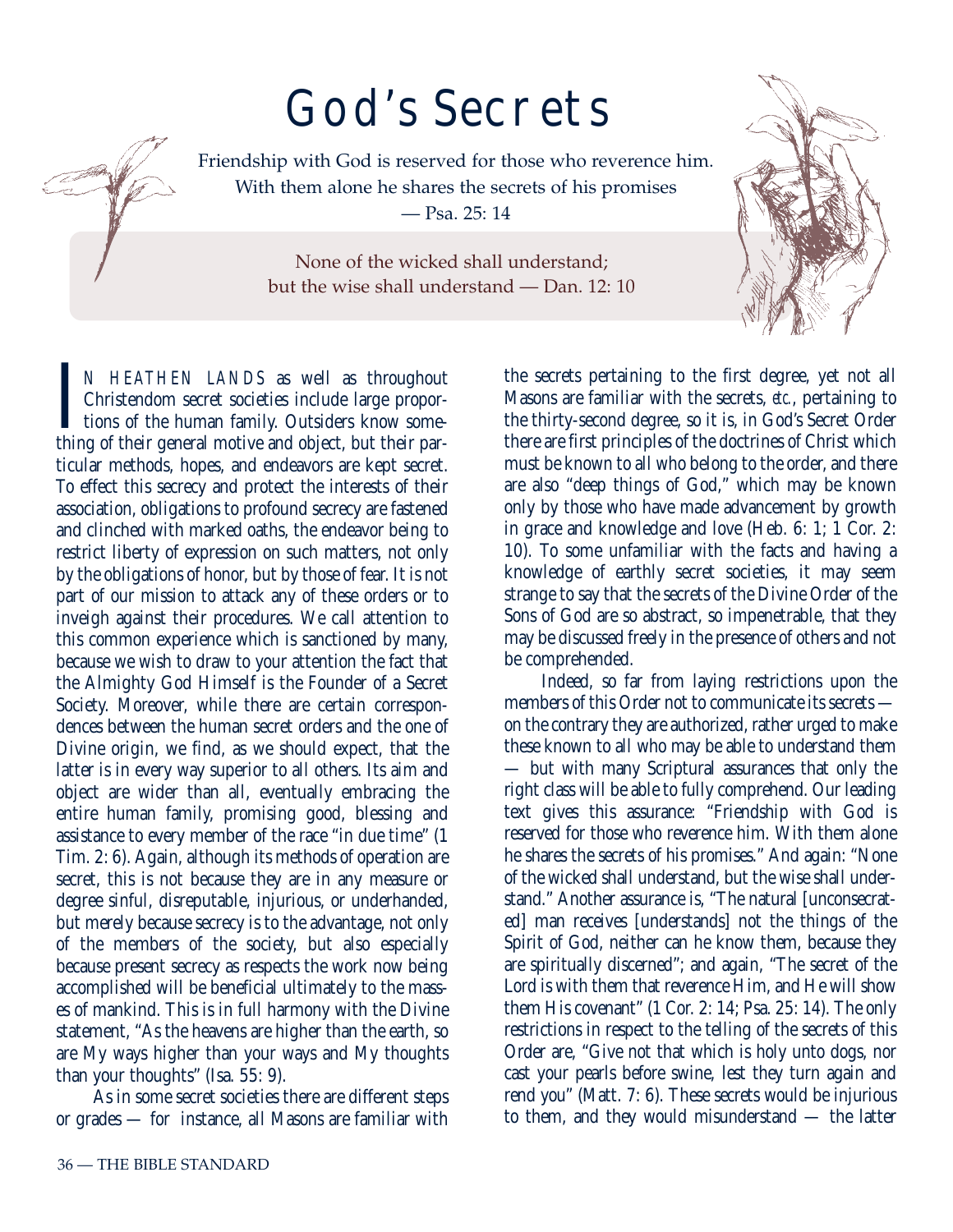# God's Secrets

Friendship with God is reserved for those who reverence him. With them alone he shares the secrets of his promises — Psa. 25: 14

None of the wicked shall understand; but the wise shall understand — Dan. 12: 10

IN HEATHEN LANDS as well as throughout Christendom secret societies include large proportions of the human family. Outsiders know something of their general motive and object, but their particular methods, hopes, and endeavors are kept secret. To effect this secrecy and protect the interests of their association, obligations to profound secrecy are fastened and clinched with marked oaths, the endeavor being to restrict liberty of expression on such matters, not only by the obligations of honor, but by those of fear. It is not part of our mission to attack any of these orders or to inveigh against their procedures. We call attention to this common experience which is sanctioned by many, because we wish to draw to your attention the fact that the Almighty God Himself is the Founder of a Secret Society. Moreover, while there are certain correspondences between the human secret orders and the one of Divine origin, we find, as we should expect, that the latter is in every way superior to all others. Its aim and object are wider than all, eventually embracing the entire human family, promising good, blessing and assistance to every member of the race "in due time" (1 Tim. 2: 6). Again, although its methods of operation are secret, this is not because they are in any measure or degree sinful, disreputable, injurious, or underhanded, but merely because secrecy is to the advantage, not only of the members of the society, but also especially because present secrecy as respects the work now being accomplished will be beneficial ultimately to the masses of mankind. This is in full harmony with the Divine statement, "As the heavens are higher than the earth, so are My ways higher than your ways and My thoughts than your thoughts" (Isa. 55: 9).

As in some secret societies there are different steps or grades — for instance, all Masons are familiar with the secrets pertaining to the first degree, yet not all Masons are familiar with the secrets, *etc.*, pertaining to the thirty-second degree, so it is, in God's Secret Order there are first principles of the doctrines of Christ which must be known to all who belong to the order, and there are also "deep things of God," which may be known only by those who have made advancement by growth in grace and knowledge and love (Heb. 6: 1; 1 Cor. 2: 10). To some unfamiliar with the facts and having a knowledge of earthly secret societies, it may seem strange to say that the secrets of the Divine Order of the Sons of God are so abstract, so impenetrable, that they may be discussed freely in the presence of others and not be comprehended.

Indeed, so far from laying restrictions upon the members of this Order not to communicate its secrets — on the contrary they are authorized, rather urged to make these known to all who may be able to understand them — but with many Scriptural assurances that only the right class will be able to fully comprehend. Our leading text gives this assurance: "Friendship with God is reserved for those who reverence him. With them alone he shares the secrets of his promises." And again: "None of the wicked shall understand, but the wise shall understand." Another assurance is, "The natural [unconsecrated] man receives [understands] not the things of the Spirit of God, neither can he know them, because they are spiritually discerned"; and again, "The secret of the Lord is with them that reverence Him, and He will show them His covenant" (1 Cor. 2: 14; Psa. 25: 14). The only restrictions in respect to the telling of the secrets of this Order are, "Give not that which is holy unto dogs, nor cast your pearls before swine, lest they turn again and rend you" (Matt. 7: 6). These secrets would be injurious to them, and they would misunderstand — the latter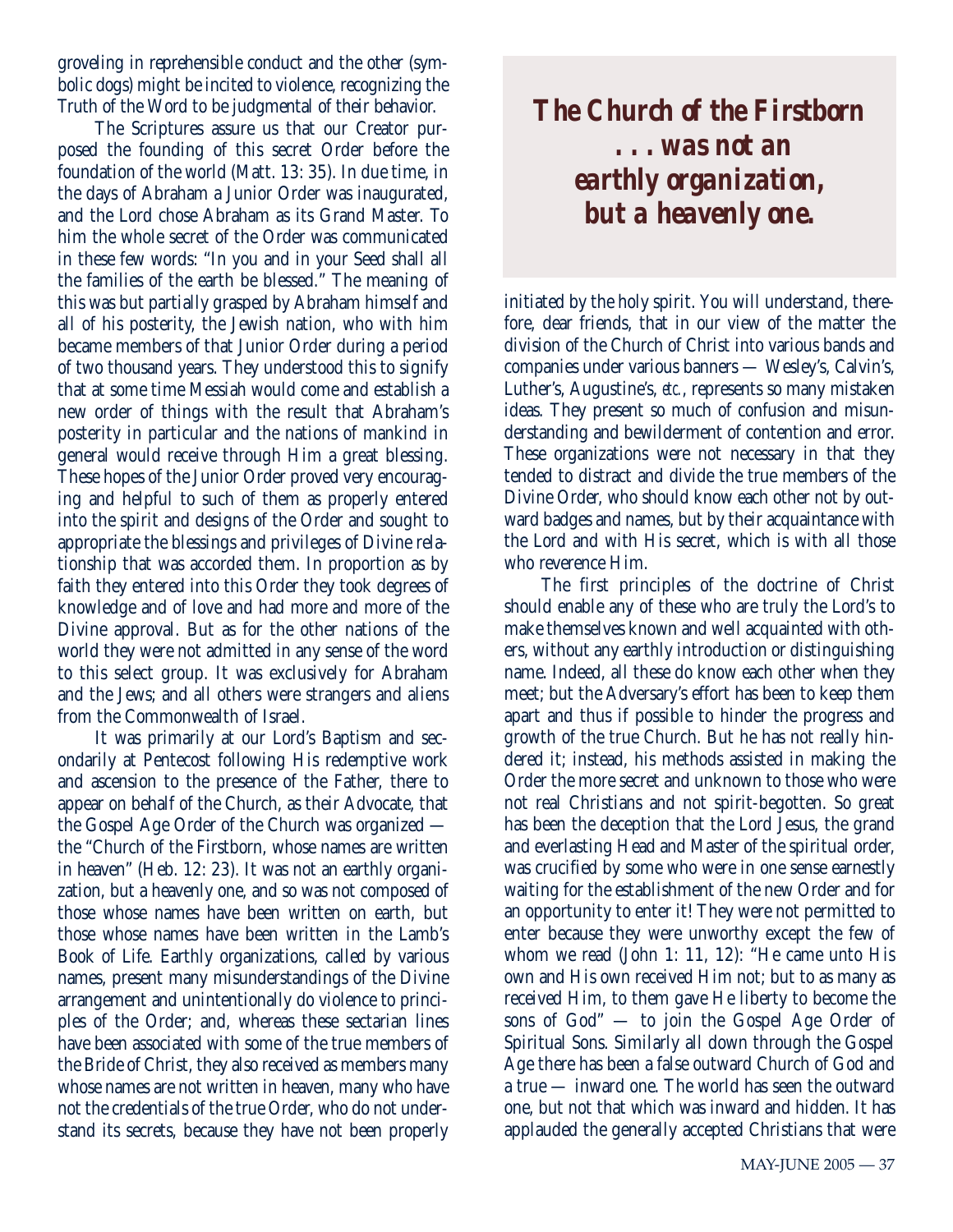groveling in reprehensible conduct and the other (symbolic dogs) might be incited to violence, recognizing the Truth of the Word to be judgmental of their behavior.

The Scriptures assure us that our Creator purposed the founding of this secret Order before the foundation of the world (Matt. 13: 35). In due time, in the days of Abraham a Junior Order was inaugurated, and the Lord chose Abraham as its Grand Master. To him the whole secret of the Order was communicated in these few words: "In you and in your Seed shall all the families of the earth be blessed." The meaning of this was but partially grasped by Abraham himself and all of his posterity, the Jewish nation, who with him became members of that Junior Order during a period of two thousand years. They understood this to signify that at some time Messiah would come and establish a new order of things with the result that Abraham's posterity in particular and the nations of mankind in general would receive through Him a great blessing. These hopes of the Junior Order proved very encouraging and helpful to such of them as properly entered into the spirit and designs of the Order and sought to appropriate the blessings and privileges of Divine relationship that was accorded them. In proportion as by faith they entered into this Order they took degrees of knowledge and of love and had more and more of the Divine approval. But as for the other nations of the world they were not admitted in any sense of the word to this select group. It was exclusively for Abraham and the Jews; and all others were strangers and aliens from the Commonwealth of Israel.

It was primarily at our Lord's Baptism and secondarily at Pentecost following His redemptive work and ascension to the presence of the Father, there to appear on behalf of the Church, as their Advocate, that the Gospel Age Order of the Church was organized — the "Church of the Firstborn, whose names are written in heaven" (Heb. 12: 23). It was not an earthly organization, but a heavenly one, and so was not composed of those whose names have been written on earth, but those whose names have been written in the Lamb's Book of Life. Earthly organizations, called by various names, present many misunderstandings of the Divine arrangement and unintentionally do violence to principles of the Order; and, whereas these sectarian lines have been associated with some of the true members of the Bride of Christ, they also received as members many whose names are not written in heaven, many who have not the credentials of the true Order, who do not understand its secrets, because they have not been properly

> ***The Church of the Firstborn . . . was not an earthly organization, but a heavenly one.***

initiated by the holy spirit. You will understand, therefore, dear friends, that in our view of the matter the division of the Church of Christ into various bands and companies under various banners — Wesley's, Calvin's, Luther's, Augustine's, *etc.*, represents so many mistaken ideas. They present so much of confusion and misunderstanding and bewilderment of contention and error. These organizations were not necessary in that they tended to distract and divide the true members of the Divine Order, who should know each other not by outward badges and names, but by their acquaintance with the Lord and with His secret, which is with all those who reverence Him.

The first principles of the doctrine of Christ should enable any of these who are truly the Lord's to make themselves known and well acquainted with others, without any earthly introduction or distinguishing name. Indeed, all these do know each other when they meet; but the Adversary's effort has been to keep them apart and thus if possible to hinder the progress and growth of the true Church. But he has not really hindered it; instead, his methods assisted in making the Order the more secret and unknown to those who were not real Christians and not spirit-begotten. So great has been the deception that the Lord Jesus, the grand and everlasting Head and Master of the spiritual order, was crucified by some who were in one sense earnestly waiting for the establishment of the new Order and for an opportunity to enter it! They were not permitted to enter because they were unworthy except the few of whom we read (John 1: 11, 12): "He came unto His own and His own received Him not; but to as many as received Him, to them gave He liberty to become the sons of God" — to join the Gospel Age Order of Spiritual Sons. Similarly all down through the Gospel Age there has been a false outward Church of God and a true — inward one. The world has seen the outward one, but not that which was inward and hidden. It has applauded the generally accepted Christians that were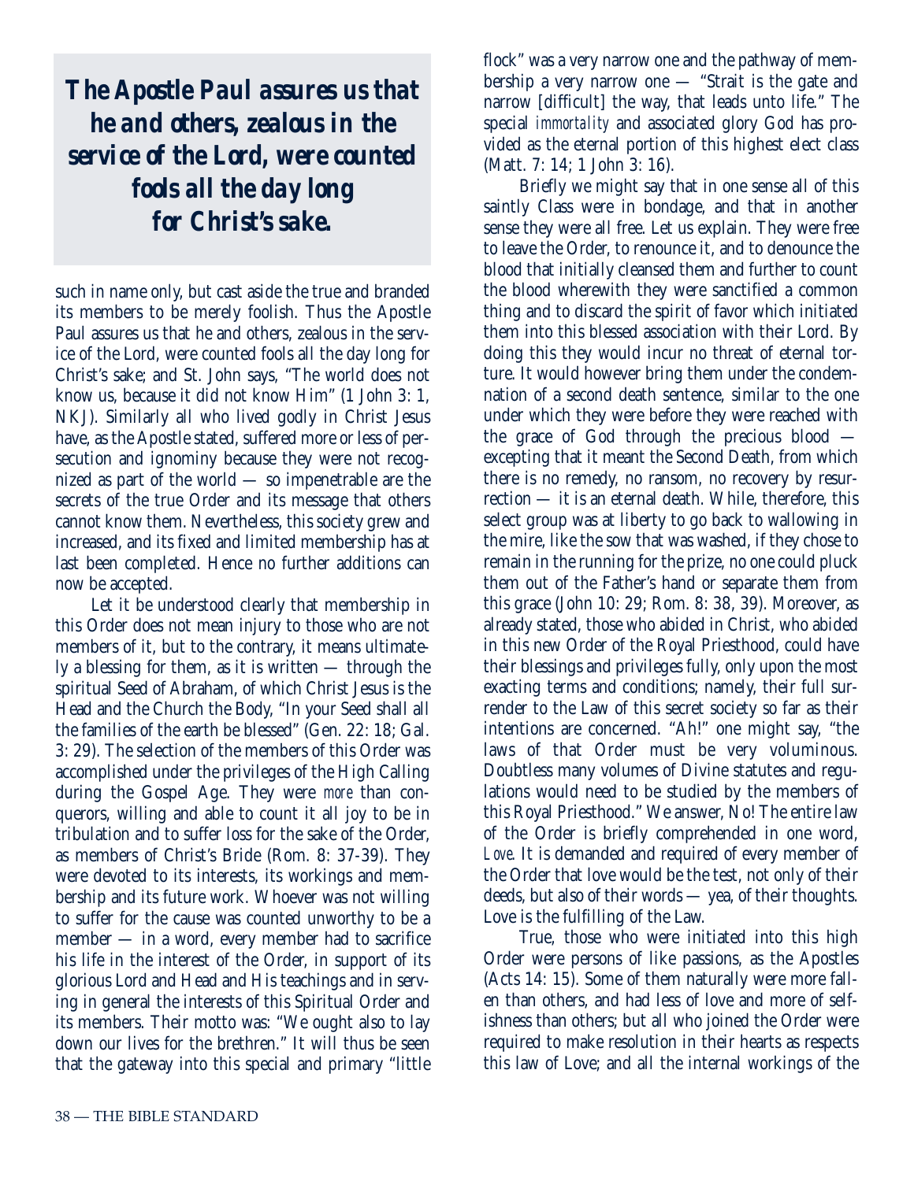**The Apostle Paul assures us that he and others, zealous in the service of the Lord, were counted fools all the day long for Christ's sake.**

such in name only, but cast aside the true and branded its members to be merely foolish. Thus the Apostle Paul assures us that he and others, zealous in the service of the Lord, were counted fools all the day long for Christ's sake; and St. John says, "The world does not know us, because it did not know Him" (1 John 3: 1, NKJ). Similarly all who lived godly in Christ Jesus have, as the Apostle stated, suffered more or less of persecution and ignominy because they were not recognized as part of the world — so impenetrable are the secrets of the true Order and its message that others cannot know them. Nevertheless, this society grew and increased, and its fixed and limited membership has at last been completed. Hence no further additions can now be accepted.

Let it be understood clearly that membership in this Order does not mean injury to those who are not members of it, but to the contrary, it means ultimately a blessing for them, as it is written — through the spiritual Seed of Abraham, of which Christ Jesus is the Head and the Church the Body, "In your Seed shall all the families of the earth be blessed" (Gen. 22: 18; Gal. 3: 29). The selection of the members of this Order was accomplished under the privileges of the High Calling during the Gospel Age. They were *more* than conquerors, willing and able to count it all joy to be in tribulation and to suffer loss for the sake of the Order, as members of Christ's Bride (Rom. 8: 37-39). They were devoted to its interests, its workings and membership and its future work. Whoever was not willing to suffer for the cause was counted unworthy to be a member — in a word, every member had to sacrifice his life in the interest of the Order, in support of its glorious Lord and Head and His teachings and in serving in general the interests of this Spiritual Order and its members. Their motto was: "We ought also to lay down our lives for the brethren." It will thus be seen that the gateway into this special and primary "little flock" was a very narrow one and the pathway of membership a very narrow one — "Strait is the gate and narrow [difficult] the way, that leads unto life." The special *immortality* and associated glory God has provided as the eternal portion of this highest elect class (Matt. 7: 14; 1 John 3: 16).

Briefly we might say that in one sense all of this saintly Class were in bondage, and that in another sense they were all free. Let us explain. They were free to leave the Order, to renounce it, and to denounce the blood that initially cleansed them and further to count the blood wherewith they were sanctified a common thing and to discard the spirit of favor which initiated them into this blessed association with their Lord. By doing this they would incur no threat of eternal torture. It would however bring them under the condemnation of a second death sentence, similar to the one under which they were before they were reached with the grace of God through the precious blood — excepting that it meant the Second Death, from which there is no remedy, no ransom, no recovery by resurrection — it is an eternal death. While, therefore, this select group was at liberty to go back to wallowing in the mire, like the sow that was washed, if they chose to remain in the running for the prize, no one could pluck them out of the Father's hand or separate them from this grace (John 10: 29; Rom. 8: 38, 39). Moreover, as already stated, those who abided in Christ, who abided in this new Order of the Royal Priesthood, could have their blessings and privileges fully, only upon the most exacting terms and conditions; namely, their full surrender to the Law of this secret society so far as their intentions are concerned. "Ah!" one might say, "the laws of that Order must be very voluminous. Doubtless many volumes of Divine statutes and regulations would need to be studied by the members of this Royal Priesthood." We answer, No! The entire law of the Order is briefly comprehended in one word, *Love.* It is demanded and required of every member of the Order that love would be the test, not only of their deeds, but also of their words — yea, of their thoughts. Love is the fulfilling of the Law.

True, those who were initiated into this high Order were persons of like passions, as the Apostles (Acts 14: 15). Some of them naturally were more fallen than others, and had less of love and more of selfishness than others; but all who joined the Order were required to make resolution in their hearts as respects this law of Love; and all the internal workings of the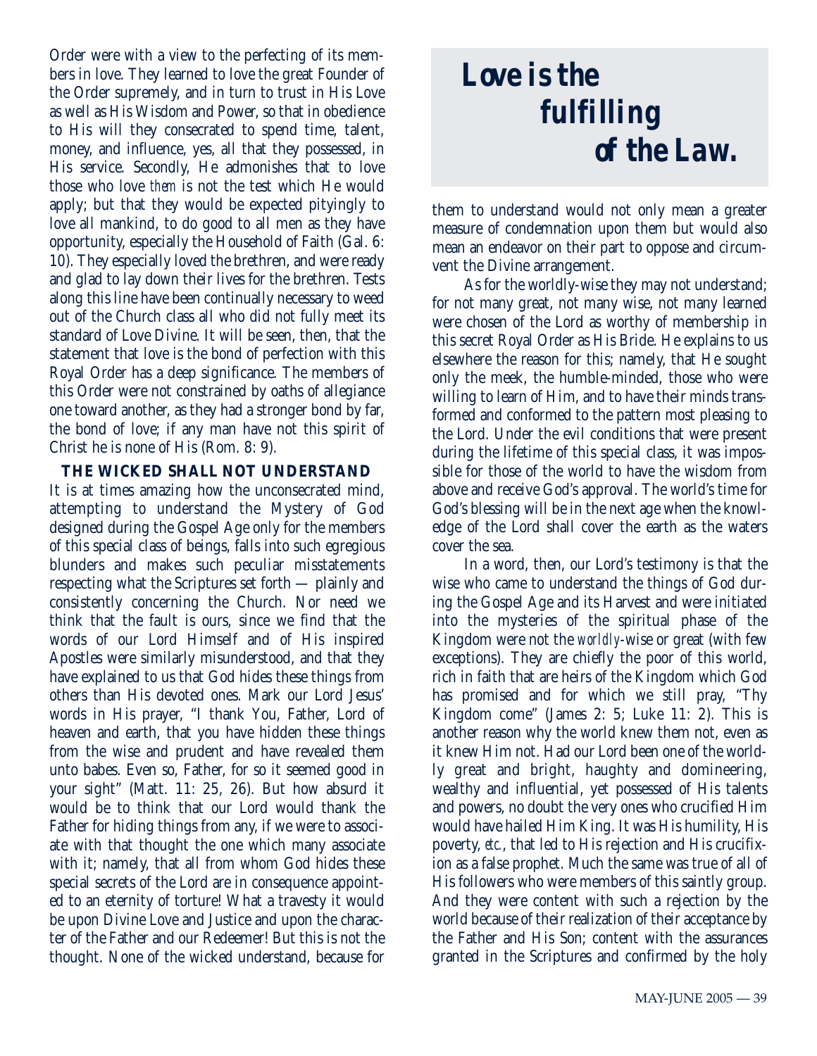Order were with a view to the perfecting of its members in love. They learned to love the great Founder of the Order supremely, and in turn to trust in His Love as well as His Wisdom and Power, so that in obedience to His will they consecrated to spend time, talent, money, and influence, yes, all that they possessed, in His service. Secondly, He admonishes that to love those who love *them* is not the test which He would apply; but that they would be expected pityingly to love all mankind, to do good to all men as they have opportunity, especially the Household of Faith (Gal. 6: 10). They especially loved the brethren, and were ready and glad to lay down their lives for the brethren. Tests along this line have been continually necessary to weed out of the Church class all who did not fully meet its standard of Love Divine. It will be seen, then, that the statement that love is the bond of perfection with this Royal Order has a deep significance. The members of this Order were not constrained by oaths of allegiance one toward another, as they had a stronger bond by far, the bond of love; if any man have not this spirit of Christ he is none of His (Rom. 8: 9).

### THE WICKED SHALL NOT UNDERSTAND

It is at times amazing how the unconsecrated mind, attempting to understand the Mystery of God designed during the Gospel Age only for the members of this special class of beings, falls into such egregious blunders and makes such peculiar misstatements respecting what the Scriptures set forth — plainly and consistently concerning the Church. Nor need we think that the fault is ours, since we find that the words of our Lord Himself and of His inspired Apostles were similarly misunderstood, and that they have explained to us that God hides these things from others than His devoted ones. Mark our Lord Jesus' words in His prayer, "I thank You, Father, Lord of heaven and earth, that you have hidden these things from the wise and prudent and have revealed them unto babes. Even so, Father, for so it seemed good in your sight" (Matt. 11: 25, 26). But how absurd it would be to think that our Lord would thank the Father for hiding things from any, if we were to associate with that thought the one which many associate with it; namely, that all from whom God hides these special secrets of the Lord are in consequence appointed to an eternity of torture! What a travesty it would be upon Divine Love and Justice and upon the character of the Father and our Redeemer! But this is not the thought. None of the wicked understand, because for them to understand would not only mean a greater measure of condemnation upon them but would also mean an endeavor on their part to oppose and circumvent the Divine arrangement.

> ***Love is the fulfilling of the Law.***

As for the worldly-wise they may not understand; for not many great, not many wise, not many learned were chosen of the Lord as worthy of membership in this secret Royal Order as His Bride. He explains to us elsewhere the reason for this; namely, that He sought only the meek, the humble-minded, those who were willing to learn of Him, and to have their minds transformed and conformed to the pattern most pleasing to the Lord. Under the evil conditions that were present during the lifetime of this special class, it was impossible for those of the world to have the wisdom from above and receive God's approval. The world's time for God's blessing will be in the next age when the knowledge of the Lord shall cover the earth as the waters cover the sea.

In a word, then, our Lord's testimony is that the wise who came to understand the things of God during the Gospel Age and its Harvest and were initiated into the mysteries of the spiritual phase of the Kingdom were not the *worldly*-wise or great (with few exceptions). They are chiefly the poor of this world, rich in faith that are heirs of the Kingdom which God has promised and for which we still pray, "Thy Kingdom come" (James 2: 5; Luke 11: 2). This is another reason why the world knew them not, even as it knew Him not. Had our Lord been one of the worldly great and bright, haughty and domineering, wealthy and influential, yet possessed of His talents and powers, no doubt the very ones who crucified Him would have hailed Him King. It was His humility, His poverty, *etc.*, that led to His rejection and His crucifixion as a false prophet. Much the same was true of all of His followers who were members of this saintly group. And they were content with such a rejection by the world because of their realization of their acceptance by the Father and His Son; content with the assurances granted in the Scriptures and confirmed by the holy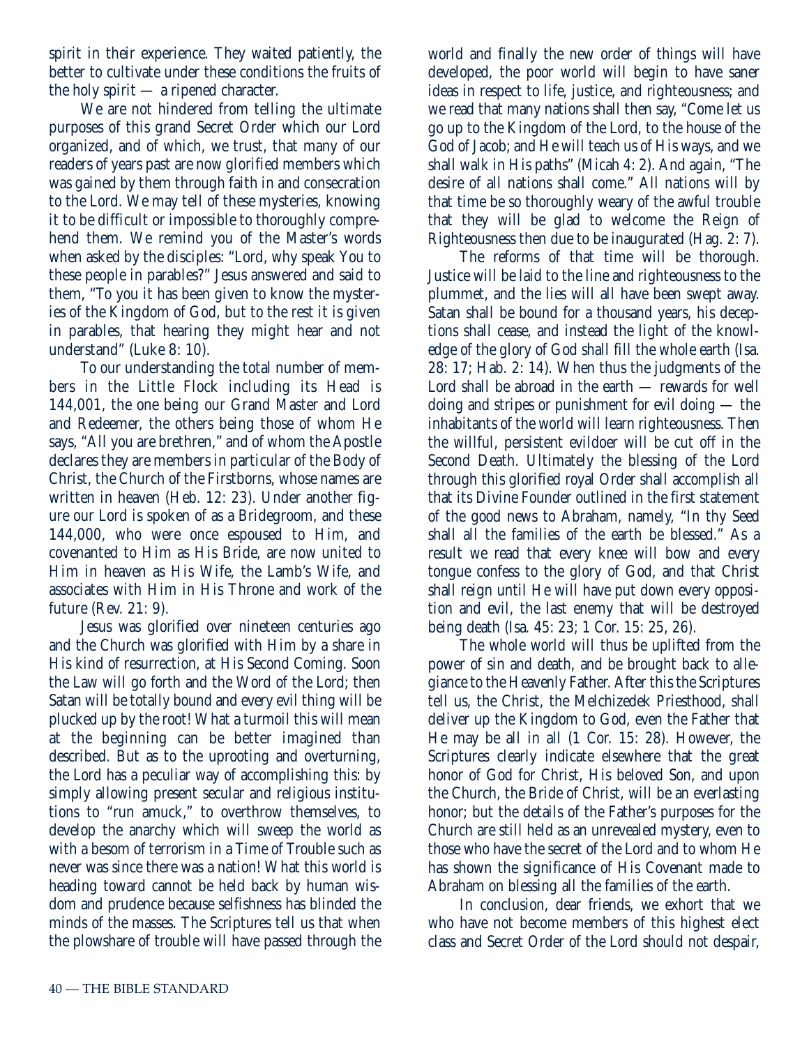spirit in their experience. They waited patiently, the better to cultivate under these conditions the fruits of the holy spirit — a ripened character.

We are not hindered from telling the ultimate purposes of this grand Secret Order which our Lord organized, and of which, we trust, that many of our readers of years past are now glorified members which was gained by them through faith in and consecration to the Lord. We may tell of these mysteries, knowing it to be difficult or impossible to thoroughly comprehend them. We remind you of the Master's words when asked by the disciples: "Lord, why speak You to these people in parables?" Jesus answered and said to them, "To you it has been given to know the mysteries of the Kingdom of God, but to the rest it is given in parables, that hearing they might hear and not understand" (Luke 8: 10).

To our understanding the total number of members in the Little Flock including its Head is 144,001, the one being our Grand Master and Lord and Redeemer, the others being those of whom He says, "All you are brethren," and of whom the Apostle declares they are members in particular of the Body of Christ, the Church of the Firstborns, whose names are written in heaven (Heb. 12: 23). Under another figure our Lord is spoken of as a Bridegroom, and these 144,000, who were once espoused to Him, and covenanted to Him as His Bride, are now united to Him in heaven as His Wife, the Lamb's Wife, and associates with Him in His Throne and work of the future (Rev. 21: 9).

Jesus was glorified over nineteen centuries ago and the Church was glorified with Him by a share in His kind of resurrection, at His Second Coming. Soon the Law will go forth and the Word of the Lord; then Satan will be totally bound and every evil thing will be plucked up by the root! What a turmoil this will mean at the beginning can be better imagined than described. But as to the uprooting and overturning, the Lord has a peculiar way of accomplishing this: by simply allowing present secular and religious institutions to "run amuck," to overthrow themselves, to develop the anarchy which will sweep the world as with a besom of terrorism in a Time of Trouble such as never was since there was a nation! What this world is heading toward cannot be held back by human wisdom and prudence because selfishness has blinded the minds of the masses. The Scriptures tell us that when the plowshare of trouble will have passed through the world and finally the new order of things will have developed, the poor world will begin to have saner ideas in respect to life, justice, and righteousness; and we read that many nations shall then say, "Come let us go up to the Kingdom of the Lord, to the house of the God of Jacob; and He will teach us of His ways, and we shall walk in His paths" (Micah 4: 2). And again, "The desire of all nations shall come." All nations will by that time be so thoroughly weary of the awful trouble that they will be glad to welcome the Reign of Righteousness then due to be inaugurated (Hag. 2: 7).

The reforms of that time will be thorough. Justice will be laid to the line and righteousness to the plummet, and the lies will all have been swept away. Satan shall be bound for a thousand years, his deceptions shall cease, and instead the light of the knowledge of the glory of God shall fill the whole earth (Isa. 28: 17; Hab. 2: 14). When thus the judgments of the Lord shall be abroad in the earth — rewards for well doing and stripes or punishment for evil doing — the inhabitants of the world will learn righteousness. Then the willful, persistent evildoer will be cut off in the Second Death. Ultimately the blessing of the Lord through this glorified royal Order shall accomplish all that its Divine Founder outlined in the first statement of the good news to Abraham, namely, "In thy Seed shall all the families of the earth be blessed." As a result we read that every knee will bow and every tongue confess to the glory of God, and that Christ shall reign until He will have put down every opposition and evil, the last enemy that will be destroyed being death (Isa. 45: 23; 1 Cor. 15: 25, 26).

The whole world will thus be uplifted from the power of sin and death, and be brought back to allegiance to the Heavenly Father. After this the Scriptures tell us, the Christ, the Melchizedek Priesthood, shall deliver up the Kingdom to God, even the Father that He may be all in all (1 Cor. 15: 28). However, the Scriptures clearly indicate elsewhere that the great honor of God for Christ, His beloved Son, and upon the Church, the Bride of Christ, will be an everlasting honor; but the details of the Father's purposes for the Church are still held as an unrevealed mystery, even to those who have the secret of the Lord and to whom He has shown the significance of His Covenant made to Abraham on blessing all the families of the earth.

In conclusion, dear friends, we exhort that we who have not become members of this highest elect class and Secret Order of the Lord should not despair,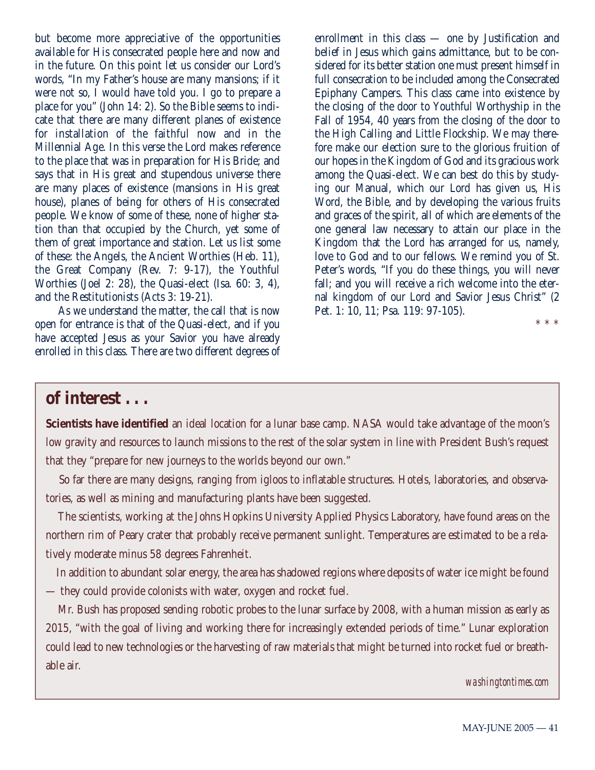but become more appreciative of the opportunities available for His consecrated people here and now and in the future. On this point let us consider our Lord's words, "In my Father's house are many mansions; if it were not so, I would have told you. I go to prepare a place for you" (John 14: 2). So the Bible seems to indicate that there are many different planes of existence for installation of the faithful now and in the Millennial Age. In this verse the Lord makes reference to the place that was in preparation for His Bride; and says that in His great and stupendous universe there are many places of existence (mansions in His great house), planes of being for others of His consecrated people. We know of some of these, none of higher station than that occupied by the Church, yet some of them of great importance and station. Let us list some of these: the Angels, the Ancient Worthies (Heb. 11), the Great Company (Rev. 7: 9-17), the Youthful Worthies (Joel 2: 28), the Quasi-elect (Isa. 60: 3, 4), and the Restitutionists (Acts 3: 19-21).

As we understand the matter, the call that is now open for entrance is that of the Quasi-elect, and if you have accepted Jesus as your Savior you have already enrolled in this class. There are two different degrees of enrollment in this class — one by Justification and belief in Jesus which gains admittance, but to be considered for its better station one must present himself in full consecration to be included among the Consecrated Epiphany Campers. This class came into existence by the closing of the door to Youthful Worthyship in the Fall of 1954, 40 years from the closing of the door to the High Calling and Little Flockship. We may therefore make our election sure to the glorious fruition of our hopes in the Kingdom of God and its gracious work among the Quasi-elect. We can best do this by studying our Manual, which our Lord has given us, His Word, the Bible, and by developing the various fruits and graces of the spirit, all of which are elements of the one general law necessary to attain our place in the Kingdom that the Lord has arranged for us, namely, love to God and to our fellows. We remind you of St. Peter's words, "If you do these things, you will never fall; and you will receive a rich welcome into the eternal kingdom of our Lord and Savior Jesus Christ" (2 Pet. 1: 10, 11; Psa. 119: 97-105).

\* \* \*

## of interest . . .

**Scientists have identified** an ideal location for a lunar base camp. NASA would take advantage of the moon's low gravity and resources to launch missions to the rest of the solar system in line with President Bush's request that they "prepare for new journeys to the worlds beyond our own."

So far there are many designs, ranging from igloos to inflatable structures. Hotels, laboratories, and observatories, as well as mining and manufacturing plants have been suggested.

The scientists, working at the Johns Hopkins University Applied Physics Laboratory, have found areas on the northern rim of Peary crater that probably receive permanent sunlight. Temperatures are estimated to be a relatively moderate minus 58 degrees Fahrenheit.

In addition to abundant solar energy, the area has shadowed regions where deposits of water ice might be found — they could provide colonists with water, oxygen and rocket fuel.

Mr. Bush has proposed sending robotic probes to the lunar surface by 2008, with a human mission as early as 2015, "with the goal of living and working there for increasingly extended periods of time." Lunar exploration could lead to new technologies or the harvesting of raw materials that might be turned into rocket fuel or breathable air.

*washingtontimes.com*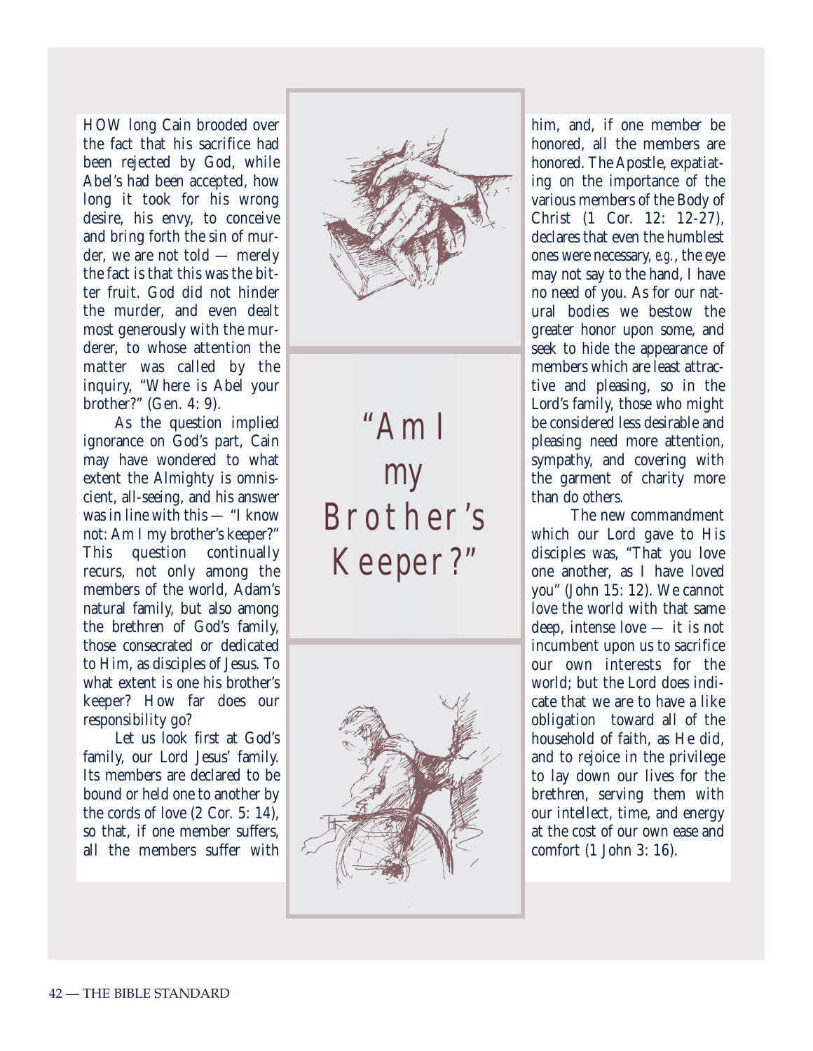# "Am I my Brother's Keeper?"

HOW long Cain brooded over the fact that his sacrifice had been rejected by God, while Abel's had been accepted, how long it took for his wrong desire, his envy, to conceive and bring forth the sin of murder, we are not told — merely the fact is that this was the bitter fruit. God did not hinder the murder, and even dealt most generously with the murderer, to whose attention the matter was called by the inquiry, "Where is Abel your brother?" (Gen. 4: 9).

As the question implied ignorance on God's part, Cain may have wondered to what extent the Almighty is omniscient, all-seeing, and his answer was in line with this — "I know not: Am I my brother's keeper?" This question continually recurs, not only among the members of the world, Adam's natural family, but also among the brethren of God's family, those consecrated or dedicated to Him, as disciples of Jesus. To what extent is one his brother's keeper? How far does our responsibility go?

Let us look first at God's family, our Lord Jesus' family. Its members are declared to be bound or held one to another by the cords of love (2 Cor. 5: 14), so that, if one member suffers, all the members suffer with him, and, if one member be honored, all the members are honored. The Apostle, expatiating on the importance of the various members of the Body of Christ (1 Cor. 12: 12-27), declares that even the humblest ones were necessary, *e.g.*, the eye may not say to the hand, I have no need of you. As for our natural bodies we bestow the greater honor upon some, and seek to hide the appearance of members which are least attractive and pleasing, so in the Lord's family, those who might be considered less desirable and pleasing need more attention, sympathy, and covering with the garment of charity more than do others.

The new commandment which our Lord gave to His disciples was, "That you love one another, as I have loved you" (John 15: 12). We cannot love the world with that same deep, intense love — it is not incumbent upon us to sacrifice our own interests for the world; but the Lord does indicate that we are to have a like obligation toward all of the household of faith, as He did, and to rejoice in the privilege to lay down our lives for the brethren, serving them with our intellect, time, and energy at the cost of our own ease and comfort (1 John 3: 16).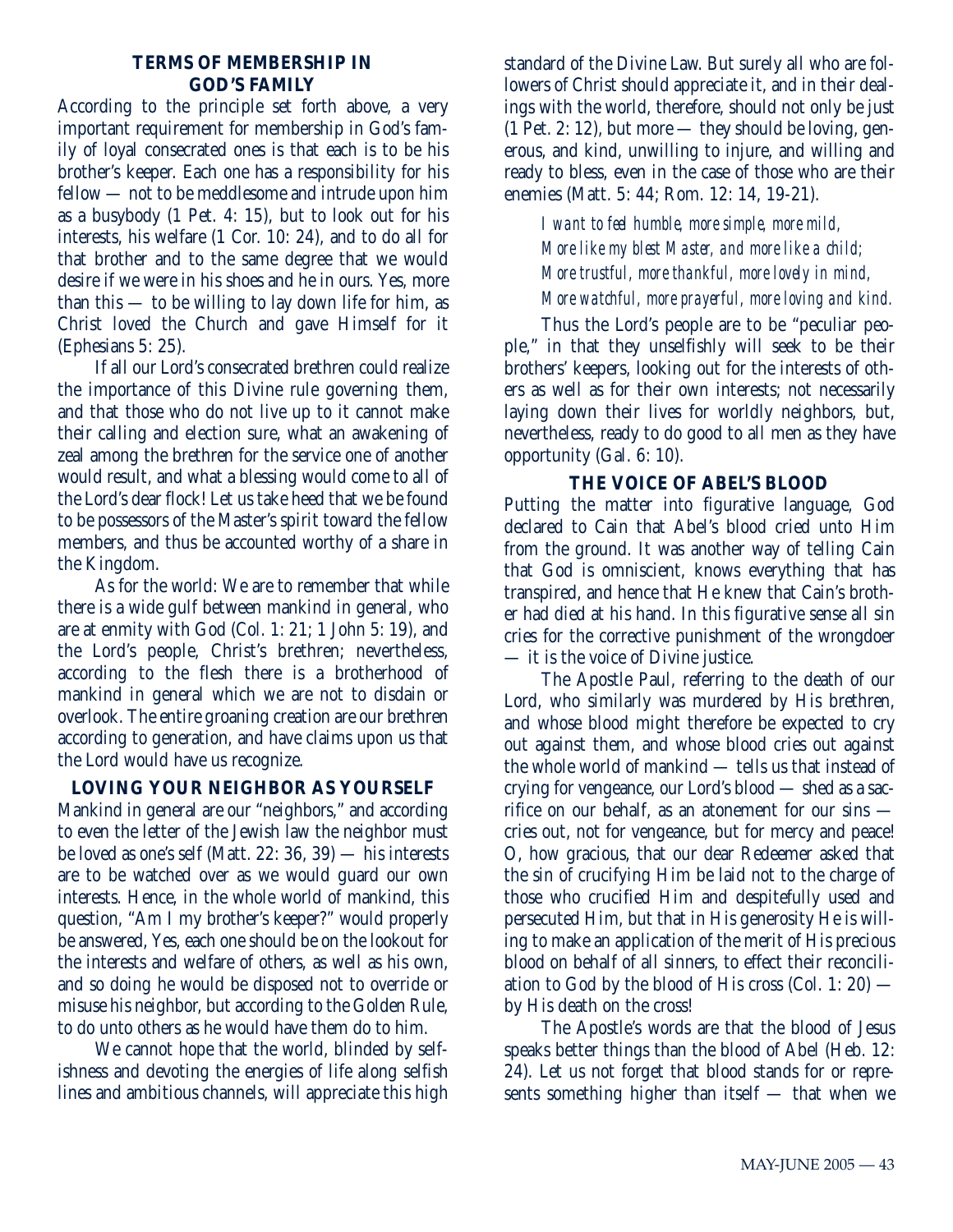### TERMS OF MEMBERSHIP IN GOD'S FAMILY

According to the principle set forth above, a very important requirement for membership in God's family of loyal consecrated ones is that each is to be his brother's keeper. Each one has a responsibility for his fellow — not to be meddlesome and intrude upon him as a busybody (1 Pet. 4: 15), but to look out for his interests, his welfare (1 Cor. 10: 24), and to do all for that brother and to the same degree that we would desire if we were in his shoes and he in ours. Yes, more than this — to be willing to lay down life for him, as Christ loved the Church and gave Himself for it (Ephesians 5: 25).

If all our Lord's consecrated brethren could realize the importance of this Divine rule governing them, and that those who do not live up to it cannot make their calling and election sure, what an awakening of zeal among the brethren for the service one of another would result, and what a blessing would come to all of the Lord's dear flock! Let us take heed that we be found to be possessors of the Master's spirit toward the fellow members, and thus be accounted worthy of a share in the Kingdom.

As for the world: We are to remember that while there is a wide gulf between mankind in general, who are at enmity with God (Col. 1: 21; 1 John 5: 19), and the Lord's people, Christ's brethren; nevertheless, according to the flesh there is a brotherhood of mankind in general which we are not to disdain or overlook. The entire groaning creation are our brethren according to generation, and have claims upon us that the Lord would have us recognize.

### LOVING YOUR NEIGHBOR AS YOURSELF

Mankind in general are our "neighbors," and according to even the letter of the Jewish law the neighbor must be loved as one's self (Matt. 22: 36, 39) — his interests are to be watched over as we would guard our own interests. Hence, in the whole world of mankind, this question, "Am I my brother's keeper?" would properly be answered, Yes, each one should be on the lookout for the interests and welfare of others, as well as his own, and so doing he would be disposed not to override or misuse his neighbor, but according to the Golden Rule, to do unto others as he would have them do to him.

We cannot hope that the world, blinded by selfishness and devoting the energies of life along selfish lines and ambitious channels, will appreciate this high standard of the Divine Law. But surely all who are followers of Christ should appreciate it, and in their dealings with the world, therefore, should not only be just (1 Pet. 2: 12), but more — they should be loving, generous, and kind, unwilling to injure, and willing and ready to bless, even in the case of those who are their enemies (Matt. 5: 44; Rom. 12: 14, 19-21).

*I want to feel humble, more simple, more mild,*
*More like my blest Master, and more like a child;*
*More trustful, more thankful, more lovely in mind,*
*More watchful, more prayerful, more loving and kind.*

Thus the Lord's people are to be "peculiar people," in that they unselfishly will seek to be their brothers' keepers, looking out for the interests of others as well as for their own interests; not necessarily laying down their lives for worldly neighbors, but, nevertheless, ready to do good to all men as they have opportunity (Gal. 6: 10).

### THE VOICE OF ABEL'S BLOOD

Putting the matter into figurative language, God declared to Cain that Abel's blood cried unto Him from the ground. It was another way of telling Cain that God is omniscient, knows everything that has transpired, and hence that He knew that Cain's brother had died at his hand. In this figurative sense all sin cries for the corrective punishment of the wrongdoer — it is the voice of Divine justice.

The Apostle Paul, referring to the death of our Lord, who similarly was murdered by His brethren, and whose blood might therefore be expected to cry out against them, and whose blood cries out against the whole world of mankind — tells us that instead of crying for vengeance, our Lord's blood — shed as a sacrifice on our behalf, as an atonement for our sins — cries out, not for vengeance, but for mercy and peace! O, how gracious, that our dear Redeemer asked that the sin of crucifying Him be laid not to the charge of those who crucified Him and despitefully used and persecuted Him, but that in His generosity He is willing to make an application of the merit of His precious blood on behalf of all sinners, to effect their reconciliation to God by the blood of His cross (Col. 1: 20) — by His death on the cross!

The Apostle's words are that the blood of Jesus speaks better things than the blood of Abel (Heb. 12: 24). Let us not forget that blood stands for or represents something higher than itself — that when we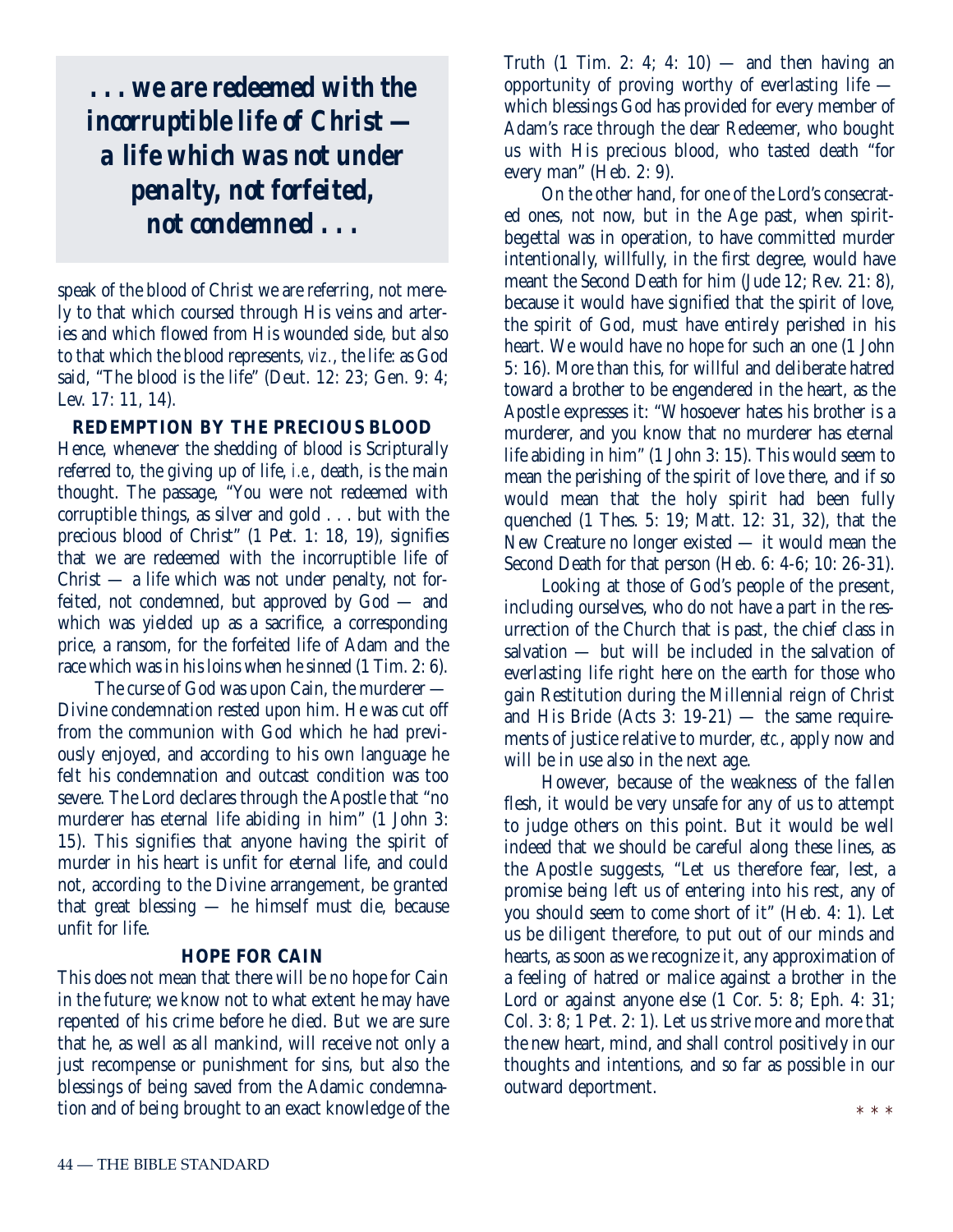***. . . we are redeemed with the incorruptible life of Christ — a life which was not under penalty, not forfeited, not condemned . . .***

speak of the blood of Christ we are referring, not merely to that which coursed through His veins and arteries and which flowed from His wounded side, but also to that which the blood represents, *viz.*, the life: as God said, "The blood is the life" (Deut. 12: 23; Gen. 9: 4; Lev. 17: 11, 14).

### REDEMPTION BY THE PRECIOUS BLOOD

Hence, whenever the shedding of blood is Scripturally referred to, the giving up of life, *i.e.*, death, is the main thought. The passage, "You were not redeemed with corruptible things, as silver and gold . . . but with the precious blood of Christ" (1 Pet. 1: 18, 19), signifies that we are redeemed with the incorruptible life of Christ — a life which was not under penalty, not forfeited, not condemned, but approved by God — and which was yielded up as a sacrifice, a corresponding price, a ransom, for the forfeited life of Adam and the race which was in his loins when he sinned (1 Tim. 2: 6).

The curse of God was upon Cain, the murderer — Divine condemnation rested upon him. He was cut off from the communion with God which he had previously enjoyed, and according to his own language he felt his condemnation and outcast condition was too severe. The Lord declares through the Apostle that "no murderer has eternal life abiding in him" (1 John 3: 15). This signifies that anyone having the spirit of murder in his heart is unfit for eternal life, and could not, according to the Divine arrangement, be granted that great blessing — he himself must die, because unfit for life.

### HOPE FOR CAIN

This does not mean that there will be no hope for Cain in the future; we know not to what extent he may have repented of his crime before he died. But we are sure that he, as well as all mankind, will receive not only a just recompense or punishment for sins, but also the blessings of being saved from the Adamic condemnation and of being brought to an exact knowledge of the Truth (1 Tim. 2: 4; 4: 10) — and then having an opportunity of proving worthy of everlasting life — which blessings God has provided for every member of Adam's race through the dear Redeemer, who bought us with His precious blood, who tasted death "for every man" (Heb. 2: 9).

On the other hand, for one of the Lord's consecrated ones, not now, but in the Age past, when spirit-begettal was in operation, to have committed murder intentionally, willfully, in the first degree, would have meant the Second Death for him (Jude 12; Rev. 21: 8), because it would have signified that the spirit of love, the spirit of God, must have entirely perished in his heart. We would have no hope for such an one (1 John 5: 16). More than this, for willful and deliberate hatred toward a brother to be engendered in the heart, as the Apostle expresses it: "Whosoever hates his brother is a murderer, and you know that no murderer has eternal life abiding in him" (1 John 3: 15). This would seem to mean the perishing of the spirit of love there, and if so would mean that the holy spirit had been fully quenched (1 Thes. 5: 19; Matt. 12: 31, 32), that the New Creature no longer existed — it would mean the Second Death for that person (Heb. 6: 4-6; 10: 26-31).

Looking at those of God's people of the present, including ourselves, who do not have a part in the resurrection of the Church that is past, the chief class in salvation — but will be included in the salvation of everlasting life right here on the earth for those who gain Restitution during the Millennial reign of Christ and His Bride (Acts 3: 19-21) — the same requirements of justice relative to murder, *etc.*, apply now and will be in use also in the next age.

However, because of the weakness of the fallen flesh, it would be very unsafe for any of us to attempt to judge others on this point. But it would be well indeed that we should be careful along these lines, as the Apostle suggests, "Let us therefore fear, lest, a promise being left us of entering into his rest, any of you should seem to come short of it" (Heb. 4: 1). Let us be diligent therefore, to put out of our minds and hearts, as soon as we recognize it, any approximation of a feeling of hatred or malice against a brother in the Lord or against anyone else (1 Cor. 5: 8; Eph. 4: 31; Col. 3: 8; 1 Pet. 2: 1). Let us strive more and more that the new heart, mind, and shall control positively in our thoughts and intentions, and so far as possible in our outward deportment.

\* \* \*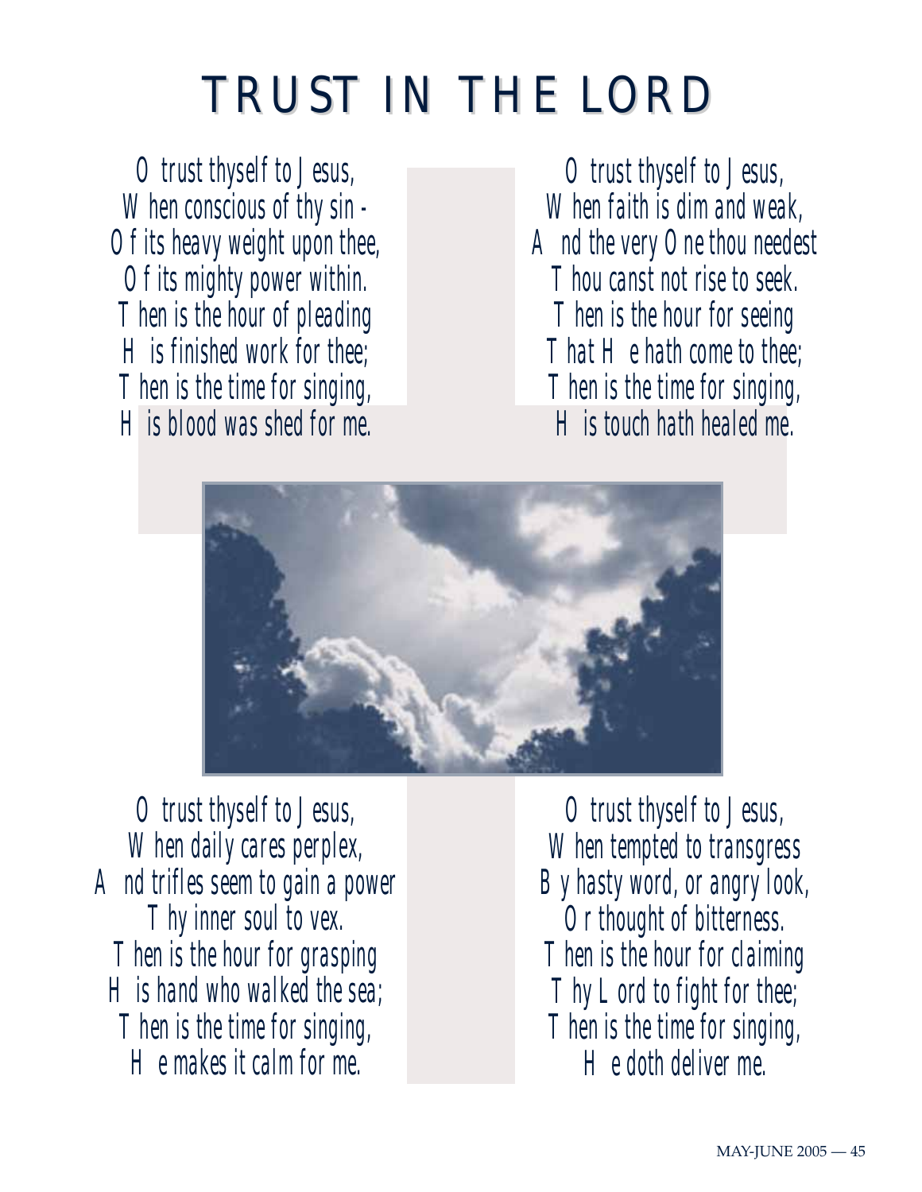# TRUST IN THE LORD

*O trust thyself to Jesus,*
*When conscious of thy sin -*
*Of its heavy weight upon thee,*
*Of its mighty power within.*
*Then is the hour of pleading*
*His finished work for thee;*
*Then is the time for singing,*
*His blood was shed for me.*

*O trust thyself to Jesus,*
*When faith is dim and weak,*
*And the very One thou needest*
*Thou canst not rise to seek.*
*Then is the hour for seeing*
*That He hath come to thee;*
*Then is the time for singing,*
*His touch hath healed me.*

*O trust thyself to Jesus,*
*When daily cares perplex,*
*And trifles seem to gain a power*
*Thy inner soul to vex.*
*Then is the hour for grasping*
*His hand who walked the sea;*
*Then is the time for singing,*
*He makes it calm for me.*

*O trust thyself to Jesus,*
*When tempted to transgress*
*By hasty word, or angry look,*
*Or thought of bitterness.*
*Then is the hour for claiming*
*Thy Lord to fight for thee;*
*Then is the time for singing,*
*He doth deliver me.*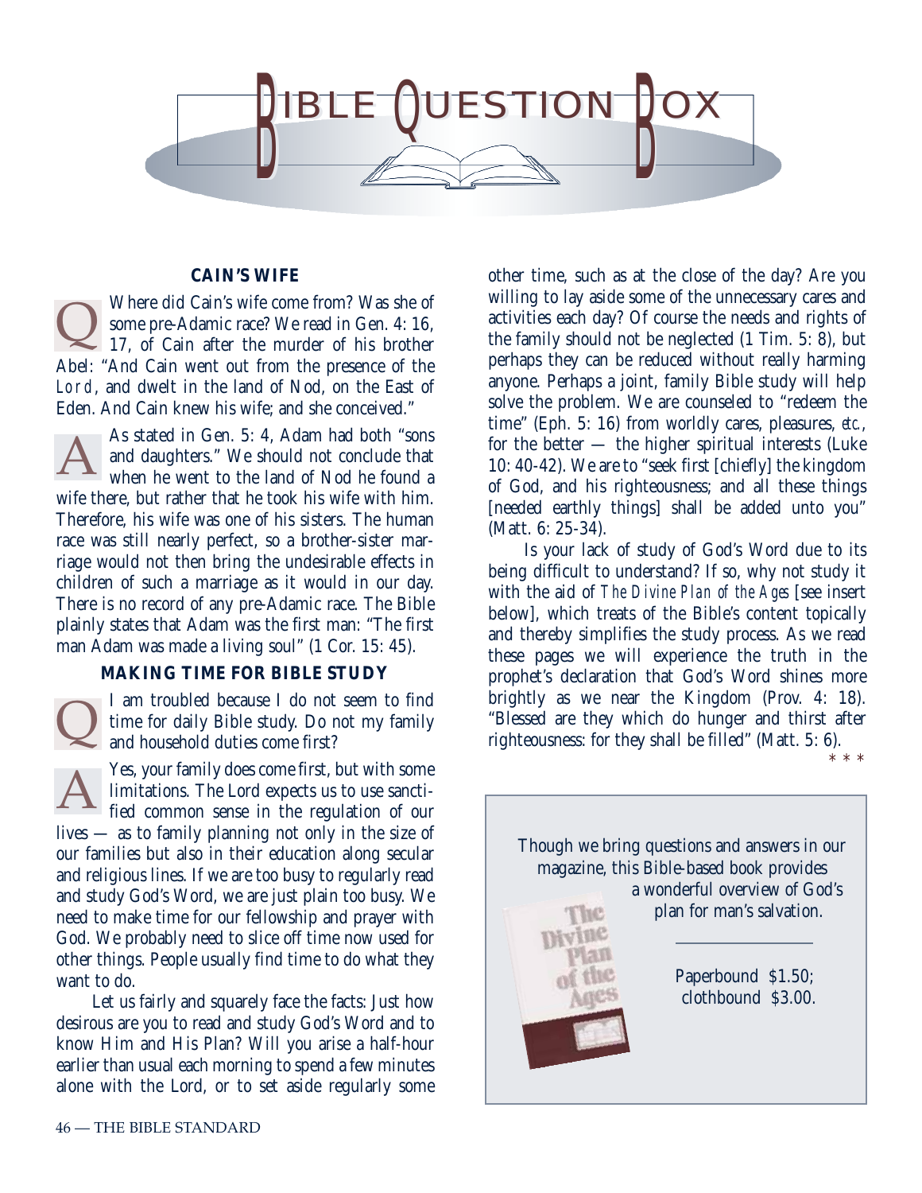# BIBLE QUESTION BOX

### CAIN'S WIFE

**Q** Where did Cain's wife come from? Was she of some pre-Adamic race? We read in Gen. 4: 16, 17, of Cain after the murder of his brother Abel: "And Cain went out from the presence of the Lord, and dwelt in the land of Nod, on the East of Eden. And Cain knew his wife; and she conceived."

**A** As stated in Gen. 5: 4, Adam had both "sons and daughters." We should not conclude that when he went to the land of Nod he found a wife there, but rather that he took his wife with him. Therefore, his wife was one of his sisters. The human race was still nearly perfect, so a brother-sister marriage would not then bring the undesirable effects in children of such a marriage as it would in our day. There is no record of any pre-Adamic race. The Bible plainly states that Adam was the first man: "The first man Adam was made a living soul" (1 Cor. 15: 45).

### MAKING TIME FOR BIBLE STUDY

**Q** I am troubled because I do not seem to find time for daily Bible study. Do not my family and household duties come first?

**A** Yes, your family does come first, but with some limitations. The Lord expects us to use sanctified common sense in the regulation of our lives — as to family planning not only in the size of our families but also in their education along secular and religious lines. If we are too busy to regularly read and study God's Word, we are just plain too busy. We need to make time for our fellowship and prayer with God. We probably need to slice off time now used for other things. People usually find time to do what they want to do.

Let us fairly and squarely face the facts: Just how desirous are you to read and study God's Word and to know Him and His Plan? Will you arise a half-hour earlier than usual each morning to spend a few minutes alone with the Lord, or to set aside regularly some other time, such as at the close of the day? Are you willing to lay aside some of the unnecessary cares and activities each day? Of course the needs and rights of the family should not be neglected (1 Tim. 5: 8), but perhaps they can be reduced without really harming anyone. Perhaps a joint, family Bible study will help solve the problem. We are counseled to "redeem the time" (Eph. 5: 16) from worldly cares, pleasures, *etc.*, for the better — the higher spiritual interests (Luke 10: 40-42). We are to "seek first [chiefly] the kingdom of God, and his righteousness; and all these things [needed earthly things] shall be added unto you" (Matt. 6: 25-34).

Is your lack of study of God's Word due to its being difficult to understand? If so, why not study it with the aid of *The Divine Plan of the Ages* [see insert below], which treats of the Bible's content topically and thereby simplifies the study process. As we read these pages we will experience the truth in the prophet's declaration that God's Word shines more brightly as we near the Kingdom (Prov. 4: 18). "Blessed are they which do hunger and thirst after righteousness: for they shall be filled" (Matt. 5: 6).

\* \* \*

---

Though we bring questions and answers in our magazine, this Bible-based book provides a wonderful overview of God's plan for man's salvation.

The Divine Plan of the Ages

Paperbound $1.50; clothbound $3.00.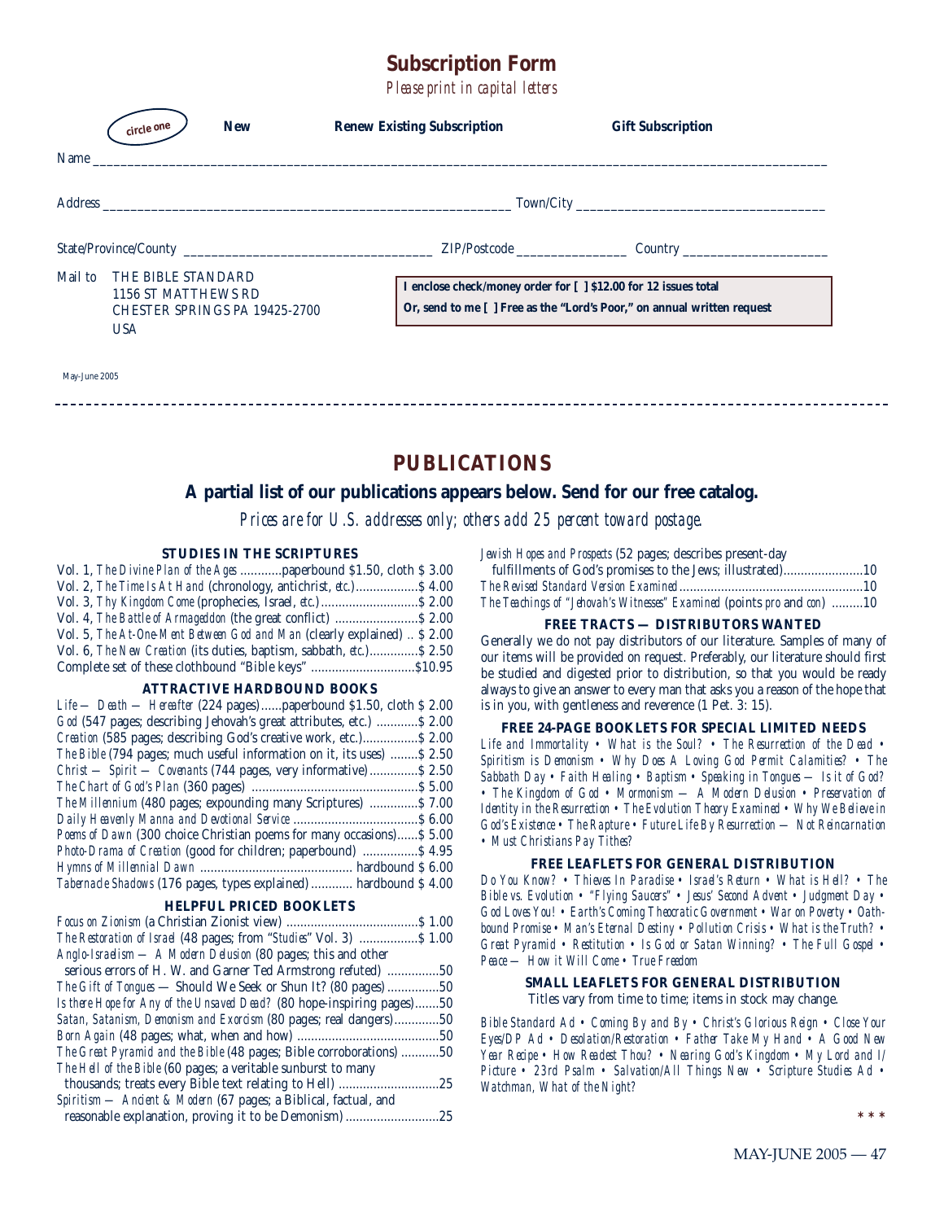## Subscription Form

*Please print in capital letters*

circle one　　**New**　　**Renew Existing Subscription**　　**Gift Subscription**

Name ____________________________________________

Address ____________________________ Town/City ____________________

State/Province/County ____________________ ZIP/Postcode __________ Country ____________

Mail to THE BIBLE STANDARD
1156 ST MATTHEWS RD
CHESTER SPRINGS PA 19425-2700
USA

**I enclose check/money order for [ ] $12.00 for 12 issues total**
**Or, send to me [ ] Free as the "Lord's Poor," on annual written request**

May-June 2005

---

# PUBLICATIONS

## A partial list of our publications appears below. Send for our free catalog.

*Prices are for U.S. addresses only; others add 25 percent toward postage.*

### STUDIES IN THE SCRIPTURES

Vol. 1, *The Divine Plan of the Ages* ............paperbound $1.50, cloth $ 3.00
Vol. 2, *The Time Is At Hand* (chronology, antichrist, *etc.*)..................$ 4.00
Vol. 3, *Thy Kingdom Come* (prophecies, Israel, *etc.*)............................$ 2.00
Vol. 4, *The Battle of Armageddon* (the great conflict) ........................$ 2.00
Vol. 5, *The At-One-Ment Between God and Man* (clearly explained) .. $ 2.00
Vol. 6, *The New Creation* (its duties, baptism, sabbath, *etc.*)..............$ 2.50
Complete set of these clothbound "Bible keys" ..............................$10.95

### ATTRACTIVE HARDBOUND BOOKS

*Life — Death — Hereafter* (224 pages)......paperbound $1.50, cloth $ 2.00
*God* (547 pages; describing Jehovah's great attributes, etc.) ............$ 2.00
*Creation* (585 pages; describing God's creative work, etc.)................$ 2.00
*The Bible* (794 pages; much useful information on it, its uses) ........$ 2.50
*Christ — Spirit — Covenants* (744 pages, very informative)..............$ 2.50
*The Chart of God's Plan* (360 pages) ...............................................$ 5.00
*The Millennium* (480 pages; expounding many Scriptures) ..............$ 7.00
*Daily Heavenly Manna and Devotional Service* ....................................$ 6.00
*Poems of Dawn* (300 choice Christian poems for many occasions)......$ 5.00
*Photo-Drama of Creation* (good for children; paperbound) ................$ 4.95
*Hymns of Millennial Dawn* ............................................ hardbound $ 6.00
*Tabernacle Shadows* (176 pages, types explained) ............ hardbound $ 4.00

### HELPFUL PRICED BOOKLETS

*Focus on Zionism* (a Christian Zionist view) .....................................$ 1.00
*The Restoration of Israel* (48 pages; from "*Studies*" Vol. 3) .................$ 1.00
*Anglo-Israelism — A Modern Delusion* (80 pages; this and other serious errors of H. W. and Garner Ted Armstrong refuted) ...............50
*The Gift of Tongues* — Should We Seek or Shun It? (80 pages) ...............50
*Is there Hope for Any of the Unsaved Dead?* (80 hope-inspiring pages).......50
*Satan, Satanism, Demonism and Exorcism* (80 pages; real dangers).............50
*Born Again* (48 pages; what, when and how) .........................................50
*The Great Pyramid and the Bible* (48 pages; Bible corroborations) ...........50
*The Hell of the Bible* (60 pages; a veritable sunburst to many thousands; treats every Bible text relating to Hell) ............................25
*Spiritism — Ancient & Modern* (67 pages; a Biblical, factual, and reasonable explanation, proving it to be Demonism) ...........................25
*Jewish Hopes and Prospects* (52 pages; describes present-day fulfillments of God's promises to the Jews; illustrated).......................10
*The Revised Standard Version Examined*.....................................................10
*The Teachings of "Jehovah's Witnesses" Examined* (points *pro* and *con*) .........10

### FREE TRACTS — DISTRIBUTORS WANTED

Generally we do not pay distributors of our literature. Samples of many of our items will be provided on request. Preferably, our literature should first be studied and digested prior to distribution, so that you would be ready always to give an answer to every man that asks you a reason of the hope that is in you, with gentleness and reverence (1 Pet. 3: 15).

### FREE 24-PAGE BOOKLETS FOR SPECIAL LIMITED NEEDS

*Life and Immortality • What is the Soul? • The Resurrection of the Dead • Spiritism is Demonism • Why Does A Loving God Permit Calamities? • The Sabbath Day • Faith Healing • Baptism • Speaking in Tongues — Is it of God? • The Kingdom of God • Mormonism — A Modern Delusion • Preservation of Identity in the Resurrection • The Evolution Theory Examined • Why We Believe in God's Existence • The Rapture • Future Life By Resurrection — Not Reincarnation • Must Christians Pay Tithes?*

### FREE LEAFLETS FOR GENERAL DISTRIBUTION

*Do You Know? • Thieves In Paradise • Israel's Return • What is Hell? • The Bible vs. Evolution • "Flying Saucers" • Jesus' Second Advent • Judgment Day • God Loves You! • Earth's Coming Theocratic Government • War on Poverty • Oath-bound Promise • Man's Eternal Destiny • Pollution Crisis • What is the Truth? • Great Pyramid • Restitution • Is God or Satan Winning? • The Full Gospel • Peace — How it Will Come • True Freedom*

### SMALL LEAFLETS FOR GENERAL DISTRIBUTION

Titles vary from time to time; items in stock may change.

*Bible Standard Ad • Coming By and By • Christ's Glorious Reign • Close Your Eyes/DP Ad • Desolation/Restoration • Father Take My Hand • A Good New Year Recipe • How Readest Thou? • Nearing God's Kingdom • My Lord and I/ Picture • 23rd Psalm • Salvation/All Things New • Scripture Studies Ad • Watchman, What of the Night?*

\* \* \*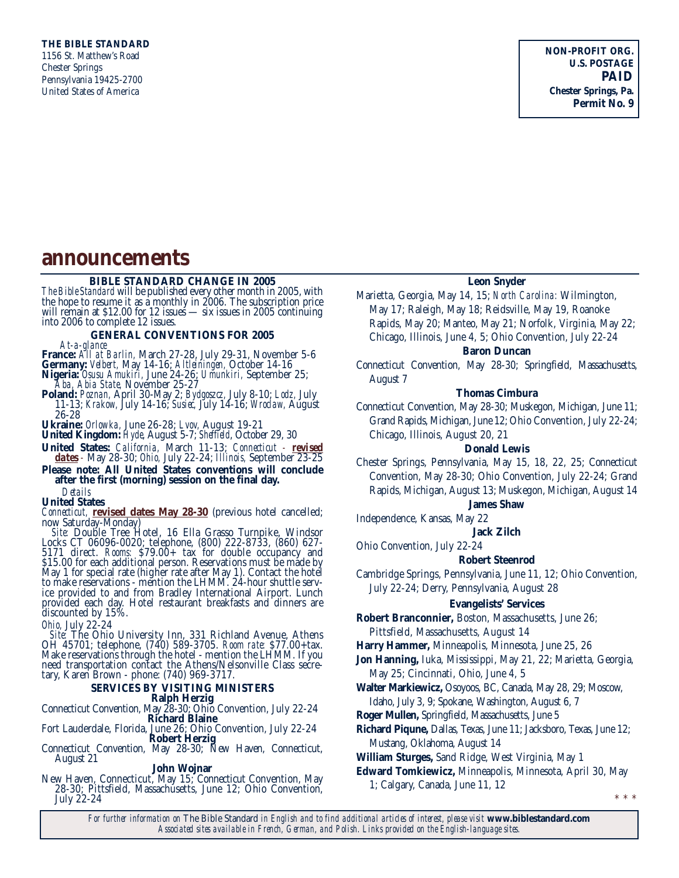THE BIBLE STANDARD
1156 St. Matthew's Road
Chester Springs
Pennsylvania 19425-2700
United States of America

NON-PROFIT ORG.
U.S. POSTAGE
**PAID**
Chester Springs, Pa.
Permit No. 9

# announcements

**BIBLE STANDARD CHANGE IN 2005**

*The Bible Standard* will be published every other month in 2005, with the hope to resume it as a monthly in 2006. The subscription price will remain at $12.00 for 12 issues — six issues in 2005 continuing into 2006 to complete 12 issues.

**GENERAL CONVENTIONS FOR 2005**

*At-a-glance*

**France:** *All at Barlin,* March 27-28, July 29-31, November 5-6
**Germany:** *Velbert,* May 14-16; *Altleiningen,* October 14-16
**Nigeria:** *Osusu Amukiri,* June 24-26; *Umunkiri,* September 25; *Aba, Abia State,* November 25-27
**Poland:** *Poznan,* April 30-May 2; *Bydgoszcz,* July 8-10; *Lodz,* July 11-13; *Krakow,* July 14-16; *Susiec,* July 14-16; *Wroclaw,* August 26-28
**Ukraine:** *Orlowka,* June 26-28; *Lvov,* August 19-21
**United Kingdom:** *Hyde,* August 5-7; *Sheffield,* October 29, 30
**United States:** *California,* March 11-13; *Connecticut* - **revised dates** - May 28-30; *Ohio,* July 22-24; *Illinois,* September 23-25

**Please note: All United States conventions will conclude after the first (morning) session on the final day.**

*Details*

**United States**

*Connecticut,* **revised dates May 28-30** (previous hotel cancelled; now Saturday-Monday)

*Site:* Double Tree Hotel, 16 Ella Grasso Turnpike, Windsor Locks CT 06096-0020; telephone, (800) 222-8733, (860) 627-5171 direct. *Rooms:* $79.00+ tax for double occupancy and $15.00 for each additional person. Reservations must be made by May 1 for special rate (higher rate after May 1). Contact the hotel to make reservations - mention the LHMM. 24-hour shuttle service provided to and from Bradley International Airport. Lunch provided each day. Hotel restaurant breakfasts and dinners are discounted by 15%.

*Ohio,* July 22-24

*Site:* The Ohio University Inn, 331 Richland Avenue, Athens OH 45701; telephone, (740) 589-3705. *Room rate:* $77.00+tax. Make reservations through the hotel - mention the LHMM. If you need transportation contact the Athens/Nelsonville Class secretary, Karen Brown - phone: (740) 969-3717.

**SERVICES BY VISITING MINISTERS**

**Ralph Herzig**
Connecticut Convention, May 28-30; Ohio Convention, July 22-24

**Richard Blaine**
Fort Lauderdale, Florida, June 26; Ohio Convention, July 22-24

**Robert Herzig**
Connecticut Convention, May 28-30; New Haven, Connecticut, August 21

**John Wojnar**
New Haven, Connecticut, May 15; Connecticut Convention, May 28-30; Pittsfield, Massachusetts, June 12; Ohio Convention, July 22-24

**Leon Snyder**
Marietta, Georgia, May 14, 15; *North Carolina:* Wilmington, May 17; Raleigh, May 18; Reidsville, May 19, Roanoke Rapids, May 20; Manteo, May 21; Norfolk, Virginia, May 22; Chicago, Illinois, June 4, 5; Ohio Convention, July 22-24

**Baron Duncan**
Connecticut Convention, May 28-30; Springfield, Massachusetts, August 7

**Thomas Cimbura**
Connecticut Convention, May 28-30; Muskegon, Michigan, June 11; Grand Rapids, Michigan, June 12; Ohio Convention, July 22-24; Chicago, Illinois, August 20, 21

**Donald Lewis**
Chester Springs, Pennsylvania, May 15, 18, 22, 25; Connecticut Convention, May 28-30; Ohio Convention, July 22-24; Grand Rapids, Michigan, August 13; Muskegon, Michigan, August 14

**James Shaw**
Independence, Kansas, May 22

**Jack Zilch**
Ohio Convention, July 22-24

**Robert Steenrod**
Cambridge Springs, Pennsylvania, June 11, 12; Ohio Convention, July 22-24; Derry, Pennsylvania, August 28

**Evangelists' Services**

**Robert Branconnier,** Boston, Massachusetts, June 26; Pittsfield, Massachusetts, August 14

**Harry Hammer,** Minneapolis, Minnesota, June 25, 26

**Jon Hanning,** Iuka, Mississippi, May 21, 22; Marietta, Georgia, May 25; Cincinnati, Ohio, June 4, 5

**Walter Markiewicz,** Osoyoos, BC, Canada, May 28, 29; Moscow, Idaho, July 3, 9; Spokane, Washington, August 6, 7

**Roger Mullen,** Springfield, Massachusetts, June 5

**Richard Piqune,** Dallas, Texas, June 11; Jacksboro, Texas, June 12; Mustang, Oklahoma, August 14

**William Sturges,** Sand Ridge, West Virginia, May 1

**Edward Tomkiewicz,** Minneapolis, Minnesota, April 30, May 1; Calgary, Canada, June 11, 12

* * *

*For further information on* The Bible Standard *in English and to find additional articles of interest, please visit* **www.biblestandard.com**
*Associated sites available in French, German, and Polish. Links provided on the English-language sites.*